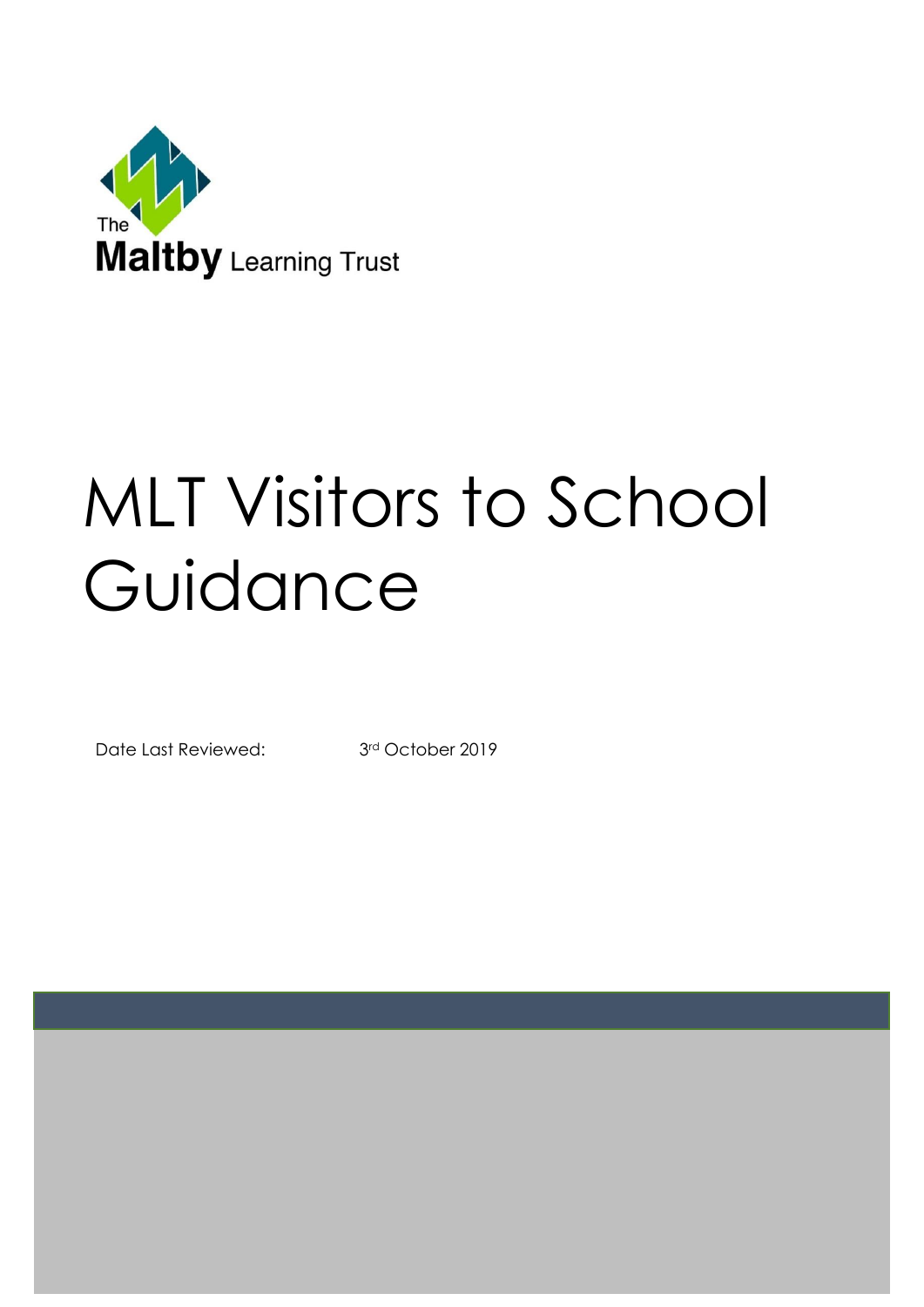The Maltby Learning Trust

# MLT Visitors to School Guidance

Date Last Reviewed: 3rd October 2019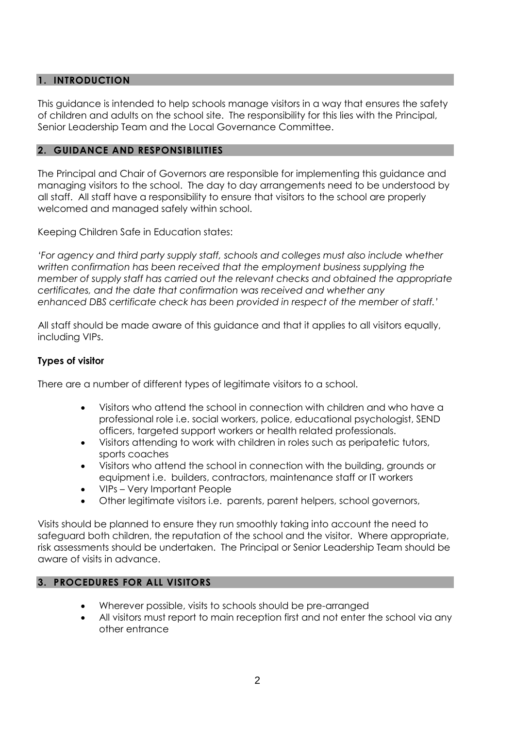## 1. INTRODUCTION

This guidance is intended to help schools manage visitors in a way that ensures the safety of children and adults on the school site. The responsibility for this lies with the Principal, Senior Leadership Team and the Local Governance Committee.

## 2. GUIDANCE AND RESPONSIBILITIES

The Principal and Chair of Governors are responsible for implementing this guidance and managing visitors to the school. The day to day arrangements need to be understood by all staff. All staff have a responsibility to ensure that visitors to the school are properly welcomed and managed safely within school.

Keeping Children Safe in Education states:

*'For agency and third party supply staff, schools and colleges must also include whether written confirmation has been received that the employment business supplying the member of supply staff has carried out the relevant checks and obtained the appropriate certificates, and the date that confirmation was received and whether any enhanced DBS certificate check has been provided in respect of the member of staff.'*

All staff should be made aware of this guidance and that it applies to all visitors equally, including VIPs.

**Types of visitor**

There are a number of different types of legitimate visitors to a school.

- Visitors who attend the school in connection with children and who have a professional role i.e. social workers, police, educational psychologist, SEND officers, targeted support workers or health related professionals.
- Visitors attending to work with children in roles such as peripatetic tutors, sports coaches
- Visitors who attend the school in connection with the building, grounds or equipment i.e. builders, contractors, maintenance staff or IT workers
- VIPs – Very Important People
- Other legitimate visitors i.e. parents, parent helpers, school governors,

Visits should be planned to ensure they run smoothly taking into account the need to safeguard both children, the reputation of the school and the visitor. Where appropriate, risk assessments should be undertaken. The Principal or Senior Leadership Team should be aware of visits in advance.

## 3. PROCEDURES FOR ALL VISITORS

- Wherever possible, visits to schools should be pre-arranged
- All visitors must report to main reception first and not enter the school via any other entrance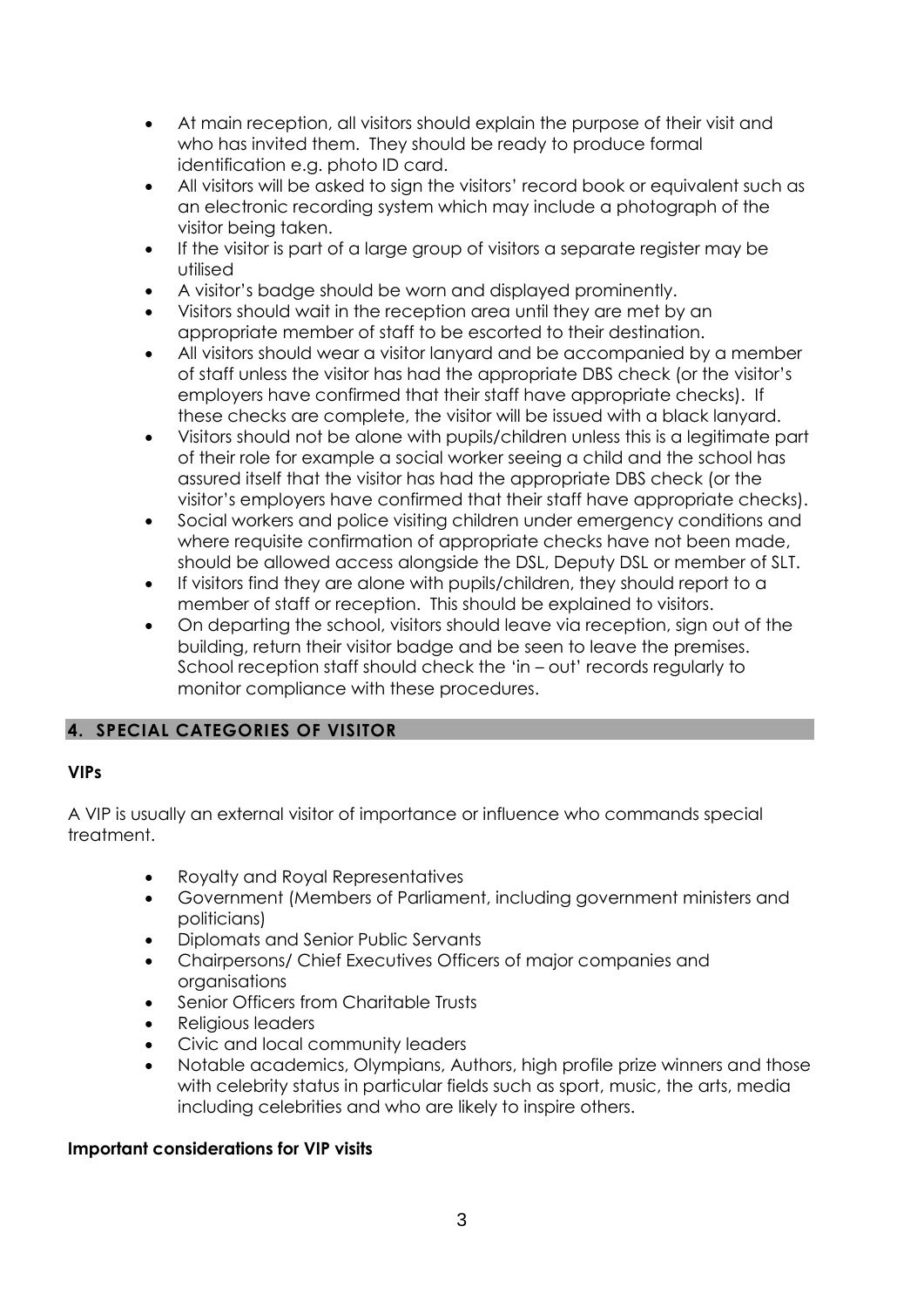- At main reception, all visitors should explain the purpose of their visit and who has invited them. They should be ready to produce formal identification e.g. photo ID card.
- All visitors will be asked to sign the visitors' record book or equivalent such as an electronic recording system which may include a photograph of the visitor being taken.
- If the visitor is part of a large group of visitors a separate register may be utilised
- A visitor's badge should be worn and displayed prominently.
- Visitors should wait in the reception area until they are met by an appropriate member of staff to be escorted to their destination.
- All visitors should wear a visitor lanyard and be accompanied by a member of staff unless the visitor has had the appropriate DBS check (or the visitor's employers have confirmed that their staff have appropriate checks). If these checks are complete, the visitor will be issued with a black lanyard.
- Visitors should not be alone with pupils/children unless this is a legitimate part of their role for example a social worker seeing a child and the school has assured itself that the visitor has had the appropriate DBS check (or the visitor's employers have confirmed that their staff have appropriate checks).
- Social workers and police visiting children under emergency conditions and where requisite confirmation of appropriate checks have not been made, should be allowed access alongside the DSL, Deputy DSL or member of SLT.
- If visitors find they are alone with pupils/children, they should report to a member of staff or reception. This should be explained to visitors.
- On departing the school, visitors should leave via reception, sign out of the building, return their visitor badge and be seen to leave the premises. School reception staff should check the 'in – out' records regularly to monitor compliance with these procedures.

## 4. SPECIAL CATEGORIES OF VISITOR

**VIPs**

A VIP is usually an external visitor of importance or influence who commands special treatment.

- Royalty and Royal Representatives
- Government (Members of Parliament, including government ministers and politicians)
- Diplomats and Senior Public Servants
- Chairpersons/ Chief Executives Officers of major companies and organisations
- Senior Officers from Charitable Trusts
- Religious leaders
- Civic and local community leaders
- Notable academics, Olympians, Authors, high profile prize winners and those with celebrity status in particular fields such as sport, music, the arts, media including celebrities and who are likely to inspire others.

**Important considerations for VIP visits**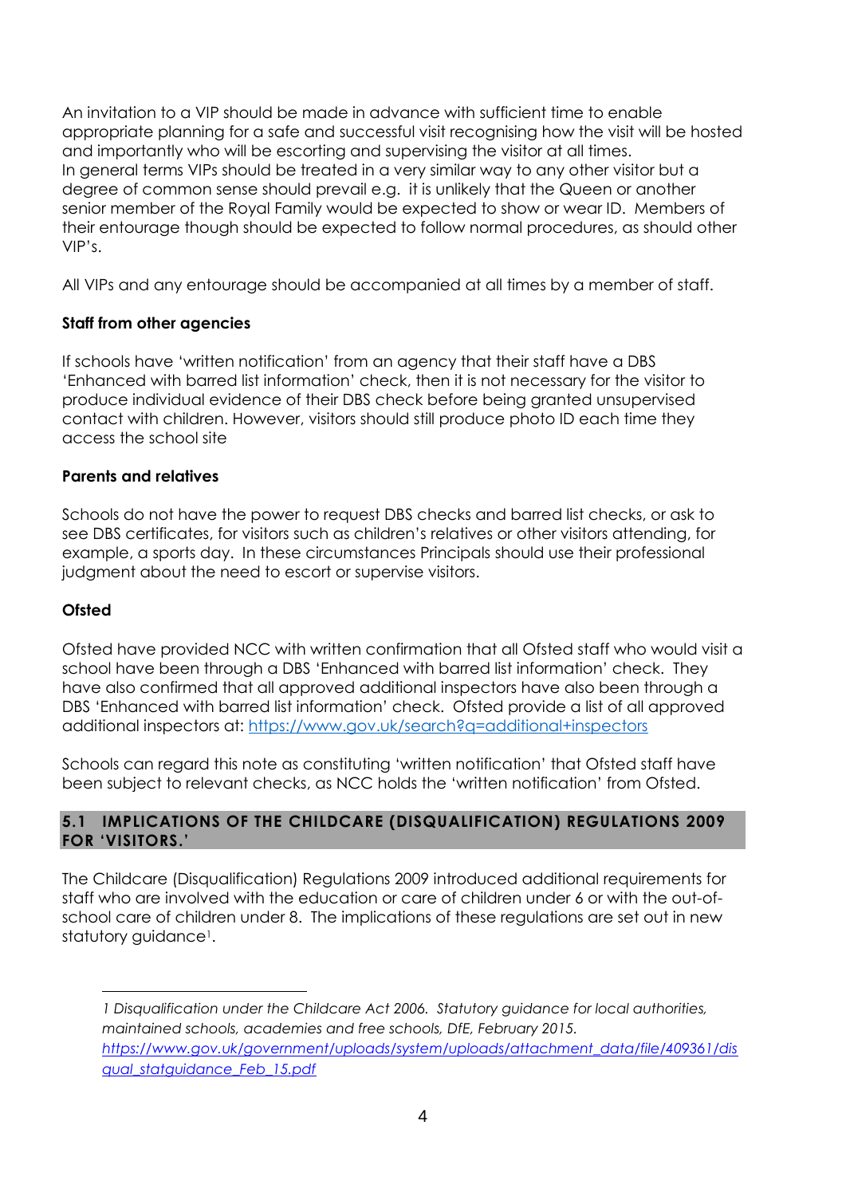An invitation to a VIP should be made in advance with sufficient time to enable appropriate planning for a safe and successful visit recognising how the visit will be hosted and importantly who will be escorting and supervising the visitor at all times.
In general terms VIPs should be treated in a very similar way to any other visitor but a degree of common sense should prevail e.g. it is unlikely that the Queen or another senior member of the Royal Family would be expected to show or wear ID. Members of their entourage though should be expected to follow normal procedures, as should other VIP's.

All VIPs and any entourage should be accompanied at all times by a member of staff.

**Staff from other agencies**

If schools have 'written notification' from an agency that their staff have a DBS 'Enhanced with barred list information' check, then it is not necessary for the visitor to produce individual evidence of their DBS check before being granted unsupervised contact with children. However, visitors should still produce photo ID each time they access the school site

**Parents and relatives**

Schools do not have the power to request DBS checks and barred list checks, or ask to see DBS certificates, for visitors such as children's relatives or other visitors attending, for example, a sports day. In these circumstances Principals should use their professional judgment about the need to escort or supervise visitors.

**Ofsted**

Ofsted have provided NCC with written confirmation that all Ofsted staff who would visit a school have been through a DBS 'Enhanced with barred list information' check. They have also confirmed that all approved additional inspectors have also been through a DBS 'Enhanced with barred list information' check. Ofsted provide a list of all approved additional inspectors at: [https://www.gov.uk/search?q=additional+inspectors](https://www.gov.uk/search?q=additional+inspectors)

Schools can regard this note as constituting 'written notification' that Ofsted staff have been subject to relevant checks, as NCC holds the 'written notification' from Ofsted.

## 5.1 IMPLICATIONS OF THE CHILDCARE (DISQUALIFICATION) REGULATIONS 2009 FOR 'VISITORS.'

The Childcare (Disqualification) Regulations 2009 introduced additional requirements for staff who are involved with the education or care of children under 6 or with the out-of-school care of children under 8. The implications of these regulations are set out in new statutory guidance[1].

---

[1] *Disqualification under the Childcare Act 2006. Statutory guidance for local authorities, maintained schools, academies and free schools, DfE, February 2015.* [*https://www.gov.uk/government/uploads/system/uploads/attachment_data/file/409361/disqual_statguidance_Feb_15.pdf*](https://www.gov.uk/government/uploads/system/uploads/attachment_data/file/409361/disqual_statguidance_Feb_15.pdf)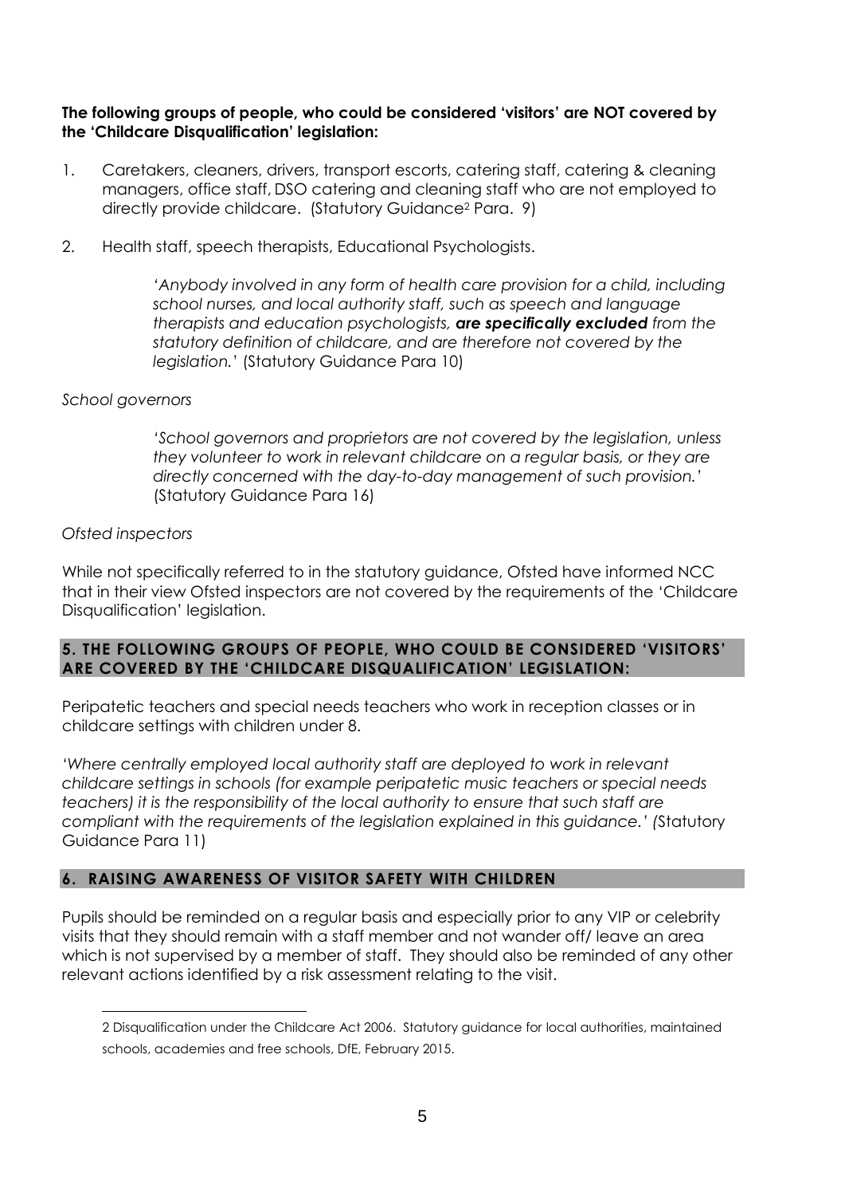**The following groups of people, who could be considered 'visitors' are NOT covered by the 'Childcare Disqualification' legislation:**

1. Caretakers, cleaners, drivers, transport escorts, catering staff, catering & cleaning managers, office staff, DSO catering and cleaning staff who are not employed to directly provide childcare. (Statutory Guidance[2] Para. 9)

2. Health staff, speech therapists, Educational Psychologists.

   *'Anybody involved in any form of health care provision for a child, including school nurses, and local authority staff, such as speech and language therapists and education psychologists,* ***are specifically excluded*** *from the statutory definition of childcare, and are therefore not covered by the legislation.'* (Statutory Guidance Para 10)

*School governors*

> *'School governors and proprietors are not covered by the legislation, unless they volunteer to work in relevant childcare on a regular basis, or they are directly concerned with the day-to-day management of such provision.'* (Statutory Guidance Para 16)

*Ofsted inspectors*

While not specifically referred to in the statutory guidance, Ofsted have informed NCC that in their view Ofsted inspectors are not covered by the requirements of the 'Childcare Disqualification' legislation.

## 5. THE FOLLOWING GROUPS OF PEOPLE, WHO COULD BE CONSIDERED 'VISITORS' ARE COVERED BY THE 'CHILDCARE DISQUALIFICATION' LEGISLATION:

Peripatetic teachers and special needs teachers who work in reception classes or in childcare settings with children under 8.

*'Where centrally employed local authority staff are deployed to work in relevant childcare settings in schools (for example peripatetic music teachers or special needs teachers) it is the responsibility of the local authority to ensure that such staff are compliant with the requirements of the legislation explained in this guidance.'* (Statutory Guidance Para 11)

## 6. RAISING AWARENESS OF VISITOR SAFETY WITH CHILDREN

Pupils should be reminded on a regular basis and especially prior to any VIP or celebrity visits that they should remain with a staff member and not wander off/ leave an area which is not supervised by a member of staff. They should also be reminded of any other relevant actions identified by a risk assessment relating to the visit.

---

2 Disqualification under the Childcare Act 2006. Statutory guidance for local authorities, maintained schools, academies and free schools, DfE, February 2015.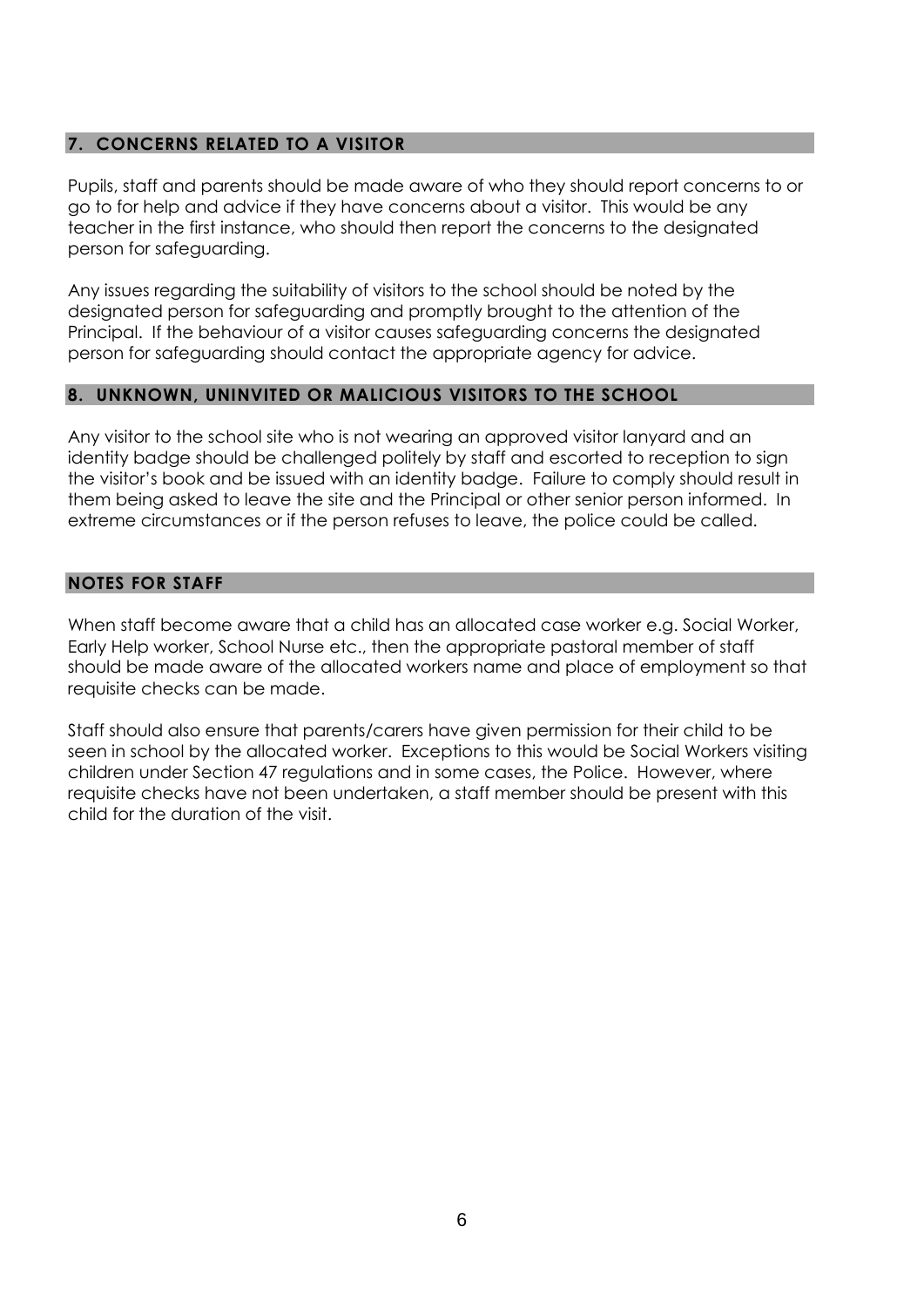## 7. CONCERNS RELATED TO A VISITOR

Pupils, staff and parents should be made aware of who they should report concerns to or go to for help and advice if they have concerns about a visitor. This would be any teacher in the first instance, who should then report the concerns to the designated person for safeguarding.

Any issues regarding the suitability of visitors to the school should be noted by the designated person for safeguarding and promptly brought to the attention of the Principal. If the behaviour of a visitor causes safeguarding concerns the designated person for safeguarding should contact the appropriate agency for advice.

## 8. UNKNOWN, UNINVITED OR MALICIOUS VISITORS TO THE SCHOOL

Any visitor to the school site who is not wearing an approved visitor lanyard and an identity badge should be challenged politely by staff and escorted to reception to sign the visitor's book and be issued with an identity badge. Failure to comply should result in them being asked to leave the site and the Principal or other senior person informed. In extreme circumstances or if the person refuses to leave, the police could be called.

## NOTES FOR STAFF

When staff become aware that a child has an allocated case worker e.g. Social Worker, Early Help worker, School Nurse etc., then the appropriate pastoral member of staff should be made aware of the allocated workers name and place of employment so that requisite checks can be made.

Staff should also ensure that parents/carers have given permission for their child to be seen in school by the allocated worker. Exceptions to this would be Social Workers visiting children under Section 47 regulations and in some cases, the Police. However, where requisite checks have not been undertaken, a staff member should be present with this child for the duration of the visit.